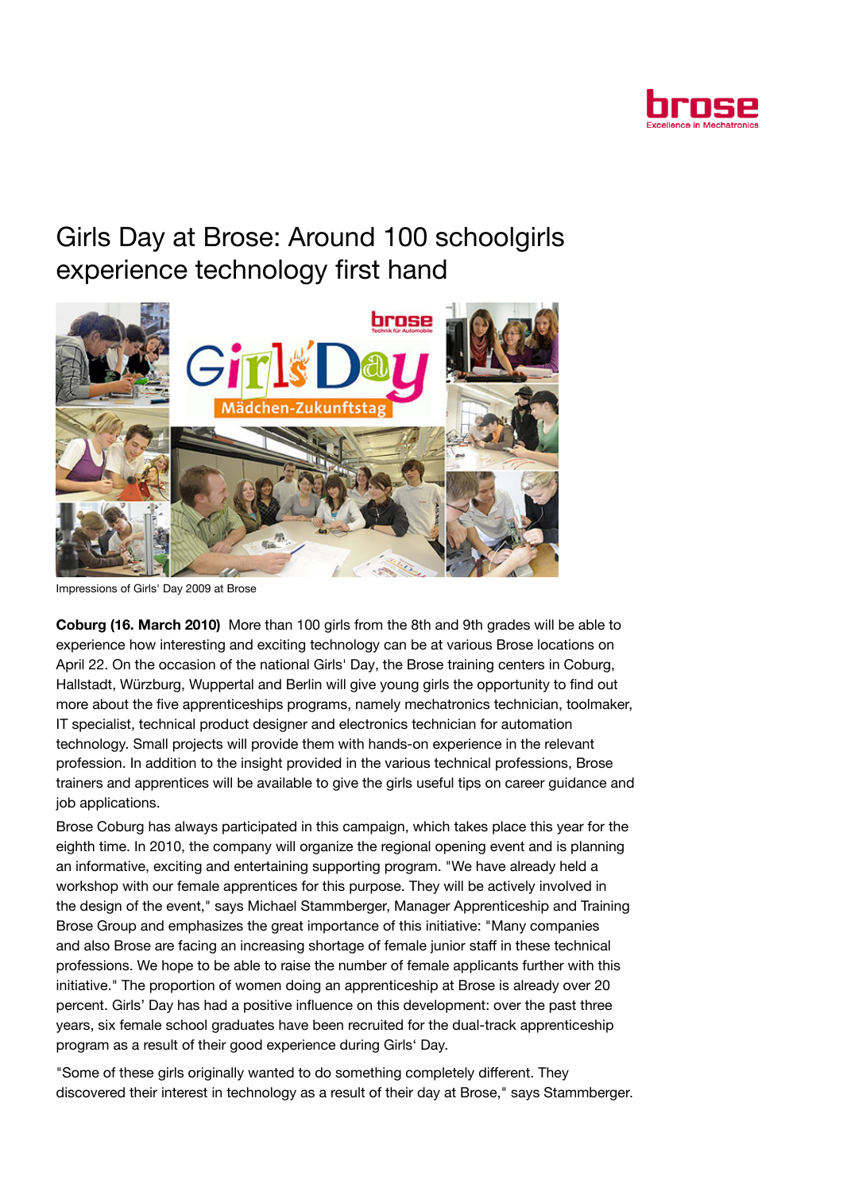# Girls Day at Brose: Around 100 schoolgirls experience technology first hand

Impressions of Girls' Day 2009 at Brose

**Coburg (16. March 2010)** More than 100 girls from the 8th and 9th grades will be able to experience how interesting and exciting technology can be at various Brose locations on April 22. On the occasion of the national Girls' Day, the Brose training centers in Coburg, Hallstadt, Würzburg, Wuppertal and Berlin will give young girls the opportunity to find out more about the five apprenticeships programs, namely mechatronics technician, toolmaker, IT specialist, technical product designer and electronics technician for automation technology. Small projects will provide them with hands-on experience in the relevant profession. In addition to the insight provided in the various technical professions, Brose trainers and apprentices will be available to give the girls useful tips on career guidance and job applications.

Brose Coburg has always participated in this campaign, which takes place this year for the eighth time. In 2010, the company will organize the regional opening event and is planning an informative, exciting and entertaining supporting program. "We have already held a workshop with our female apprentices for this purpose. They will be actively involved in the design of the event," says Michael Stammberger, Manager Apprenticeship and Training Brose Group and emphasizes the great importance of this initiative: "Many companies and also Brose are facing an increasing shortage of female junior staff in these technical professions. We hope to be able to raise the number of female applicants further with this initiative." The proportion of women doing an apprenticeship at Brose is already over 20 percent. Girls' Day has had a positive influence on this development: over the past three years, six female school graduates have been recruited for the dual-track apprenticeship program as a result of their good experience during Girls' Day.

"Some of these girls originally wanted to do something completely different. They discovered their interest in technology as a result of their day at Brose," says Stammberger.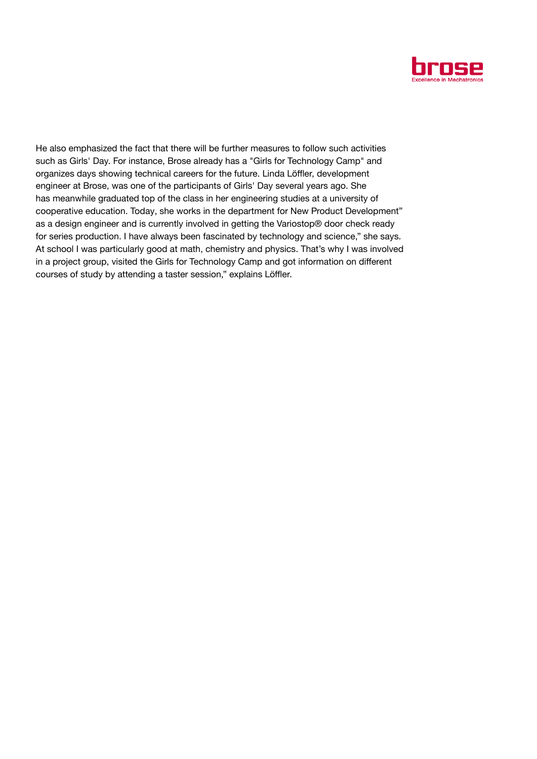He also emphasized the fact that there will be further measures to follow such activities such as Girls' Day. For instance, Brose already has a "Girls for Technology Camp" and organizes days showing technical careers for the future. Linda Löffler, development engineer at Brose, was one of the participants of Girls' Day several years ago. She has meanwhile graduated top of the class in her engineering studies at a university of cooperative education. Today, she works in the department for New Product Development" as a design engineer and is currently involved in getting the Variostop® door check ready for series production. I have always been fascinated by technology and science," she says. At school I was particularly good at math, chemistry and physics. That's why I was involved in a project group, visited the Girls for Technology Camp and got information on different courses of study by attending a taster session," explains Löffler.